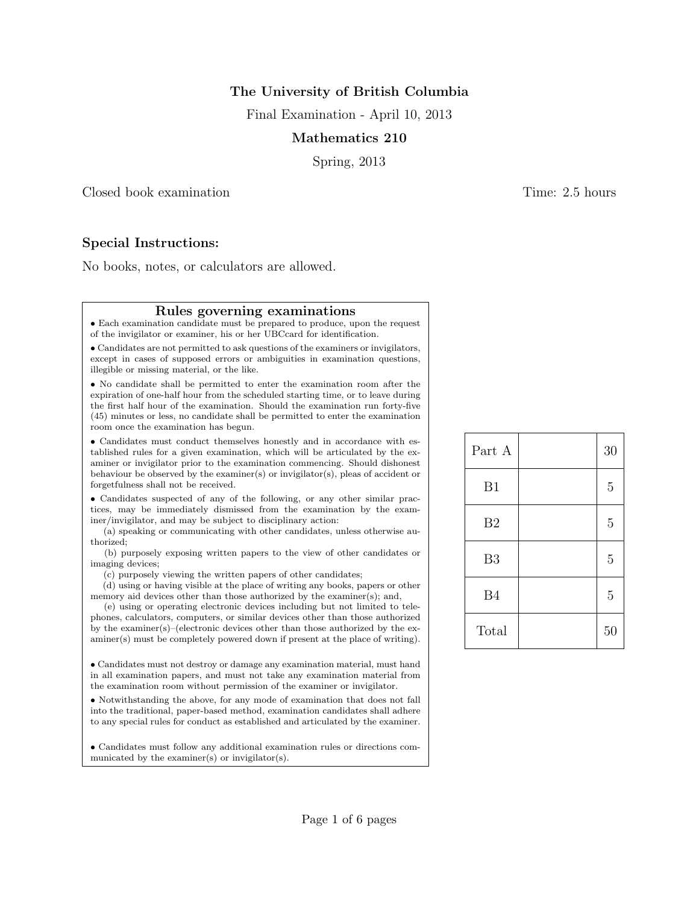**The University of British Columbia**

Final Examination - April 10, 2013

**Mathematics 210**

Spring, 2013

Closed book examination — Time: 2.5 hours

### Special Instructions:

No books, notes, or calculators are allowed.

## Rules governing examinations

- Each examination candidate must be prepared to produce, upon the request of the invigilator or examiner, his or her UBCcard for identification.
- Candidates are not permitted to ask questions of the examiners or invigilators, except in cases of supposed errors or ambiguities in examination questions, illegible or missing material, or the like.
- No candidate shall be permitted to enter the examination room after the expiration of one-half hour from the scheduled starting time, or to leave during the first half hour of the examination. Should the examination run forty-five (45) minutes or less, no candidate shall be permitted to enter the examination room once the examination has begun.
- Candidates must conduct themselves honestly and in accordance with established rules for a given examination, which will be articulated by the examiner or invigilator prior to the examination commencing. Should dishonest behaviour be observed by the examiner(s) or invigilator(s), pleas of accident or forgetfulness shall not be received.
- Candidates suspected of any of the following, or any other similar practices, may be immediately dismissed from the examination by the examiner/invigilator, and may be subject to disciplinary action:
  (a) speaking or communicating with other candidates, unless otherwise authorized;
  (b) purposely exposing written papers to the view of other candidates or imaging devices;
  (c) purposely viewing the written papers of other candidates;
  (d) using or having visible at the place of writing any books, papers or other memory aid devices other than those authorized by the examiner(s); and,
  (e) using or operating electronic devices including but not limited to telephones, calculators, computers, or similar devices other than those authorized by the examiner(s)–(electronic devices other than those authorized by the examiner(s) must be completely powered down if present at the place of writing).
- Candidates must not destroy or damage any examination material, must hand in all examination papers, and must not take any examination material from the examination room without permission of the examiner or invigilator.
- Notwithstanding the above, for any mode of examination that does not fall into the traditional, paper-based method, examination candidates shall adhere to any special rules for conduct as established and articulated by the examiner.
- Candidates must follow any additional examination rules or directions communicated by the examiner(s) or invigilator(s).

| | | |
|---|---|---|
| Part A | | 30 |
| B1 | | 5 |
| B2 | | 5 |
| B3 | | 5 |
| B4 | | 5 |
| Total | | 50 |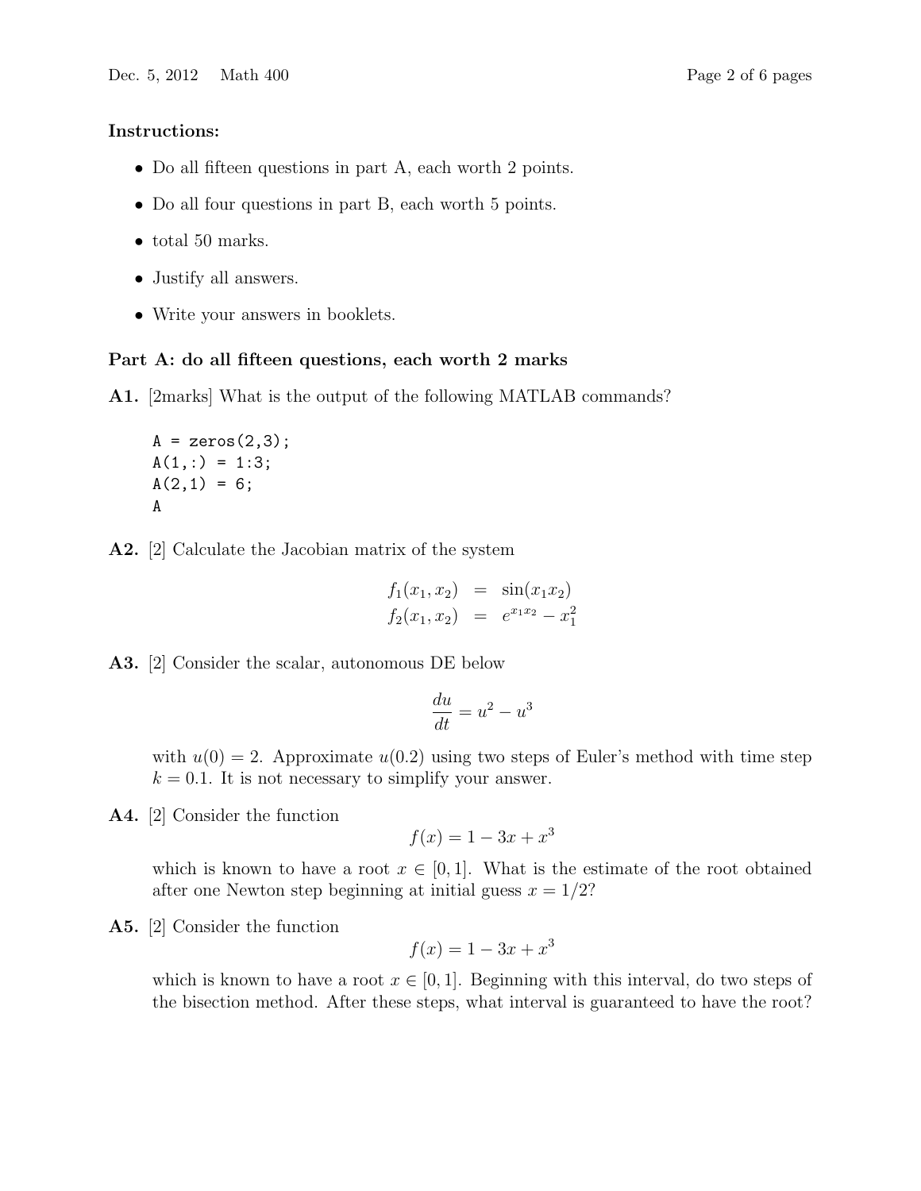**Instructions:**

- Do all fifteen questions in part A, each worth 2 points.
- Do all four questions in part B, each worth 5 points.
- total 50 marks.
- Justify all answers.
- Write your answers in booklets.

**Part A: do all fifteen questions, each worth 2 marks**

**A1.** [2marks] What is the output of the following MATLAB commands?

```
A = zeros(2,3);
A(1,:) = 1:3;
A(2,1) = 6;
A
```

**A2.** [2] Calculate the Jacobian matrix of the system

$$
\begin{aligned}
f_1(x_1, x_2) &= \sin(x_1 x_2) \\
f_2(x_1, x_2) &= e^{x_1 x_2} - x_1^2
\end{aligned}
$$

**A3.** [2] Consider the scalar, autonomous DE below

$$\frac{du}{dt} = u^2 - u^3$$

with $u(0) = 2$. Approximate $u(0.2)$ using two steps of Euler's method with time step $k = 0.1$. It is not necessary to simplify your answer.

**A4.** [2] Consider the function

$$f(x) = 1 - 3x + x^3$$

which is known to have a root $x \in [0, 1]$. What is the estimate of the root obtained after one Newton step beginning at initial guess $x = 1/2$?

**A5.** [2] Consider the function

$$f(x) = 1 - 3x + x^3$$

which is known to have a root $x \in [0, 1]$. Beginning with this interval, do two steps of the bisection method. After these steps, what interval is guaranteed to have the root?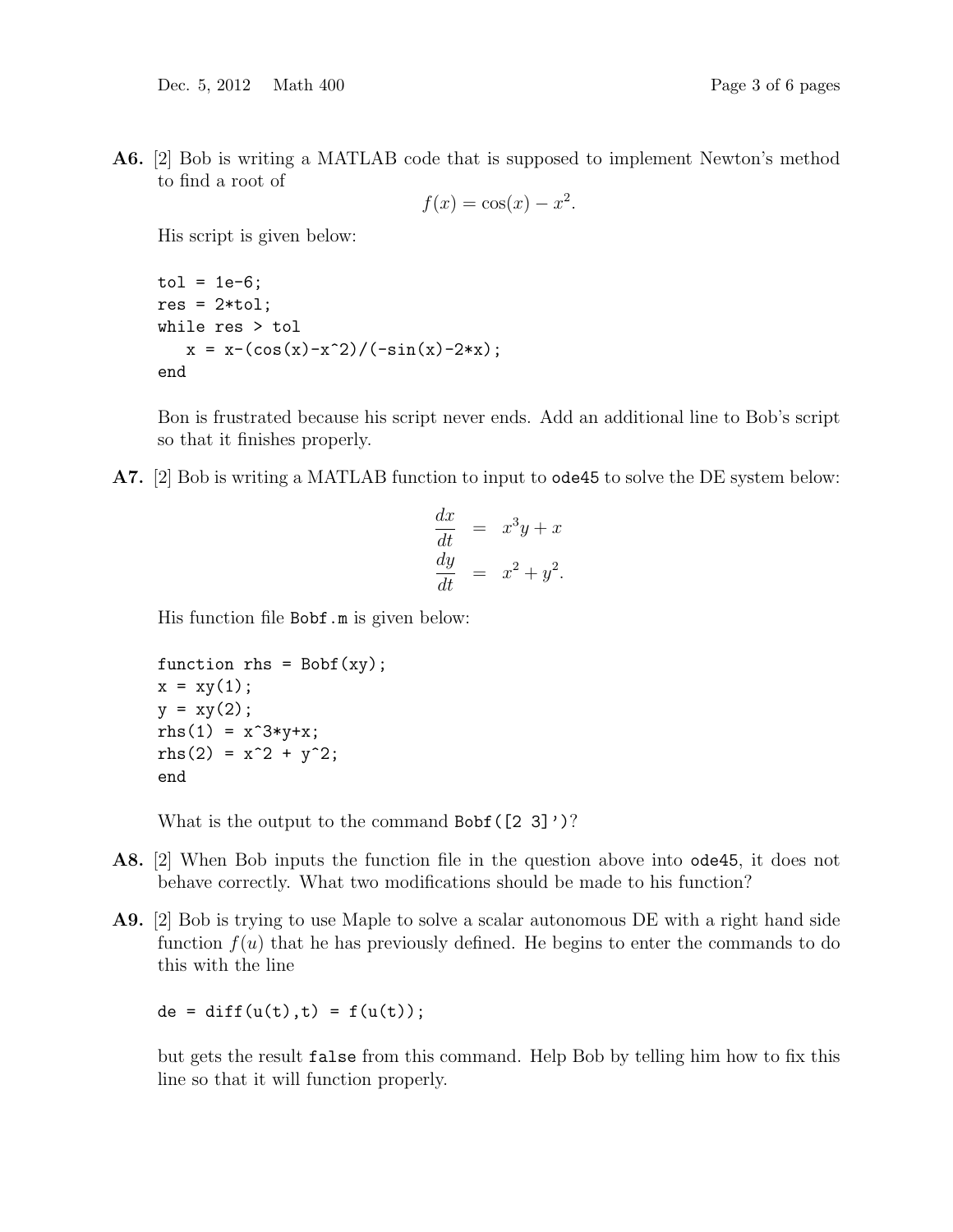**A6.** [2] Bob is writing a MATLAB code that is supposed to implement Newton's method to find a root of

$$f(x) = \cos(x) - x^2.$$

His script is given below:

```
tol = 1e-6;
res = 2*tol;
while res > tol
   x = x-(cos(x)-x^2)/(-sin(x)-2*x);
end
```

Bon is frustrated because his script never ends. Add an additional line to Bob's script so that it finishes properly.

**A7.** [2] Bob is writing a MATLAB function to input to `ode45` to solve the DE system below:

$$\begin{aligned}\frac{dx}{dt} &= x^3 y + x \\ \frac{dy}{dt} &= x^2 + y^2.\end{aligned}$$

His function file `Bobf.m` is given below:

```
function rhs = Bobf(xy);
x = xy(1);
y = xy(2);
rhs(1) = x^3*y+x;
rhs(2) = x^2 + y^2;
end
```

What is the output to the command `Bobf([2 3]')`?

**A8.** [2] When Bob inputs the function file in the question above into `ode45`, it does not behave correctly. What two modifications should be made to his function?

**A9.** [2] Bob is trying to use Maple to solve a scalar autonomous DE with a right hand side function $f(u)$ that he has previously defined. He begins to enter the commands to do this with the line

```
de = diff(u(t),t) = f(u(t));
```

but gets the result `false` from this command. Help Bob by telling him how to fix this line so that it will function properly.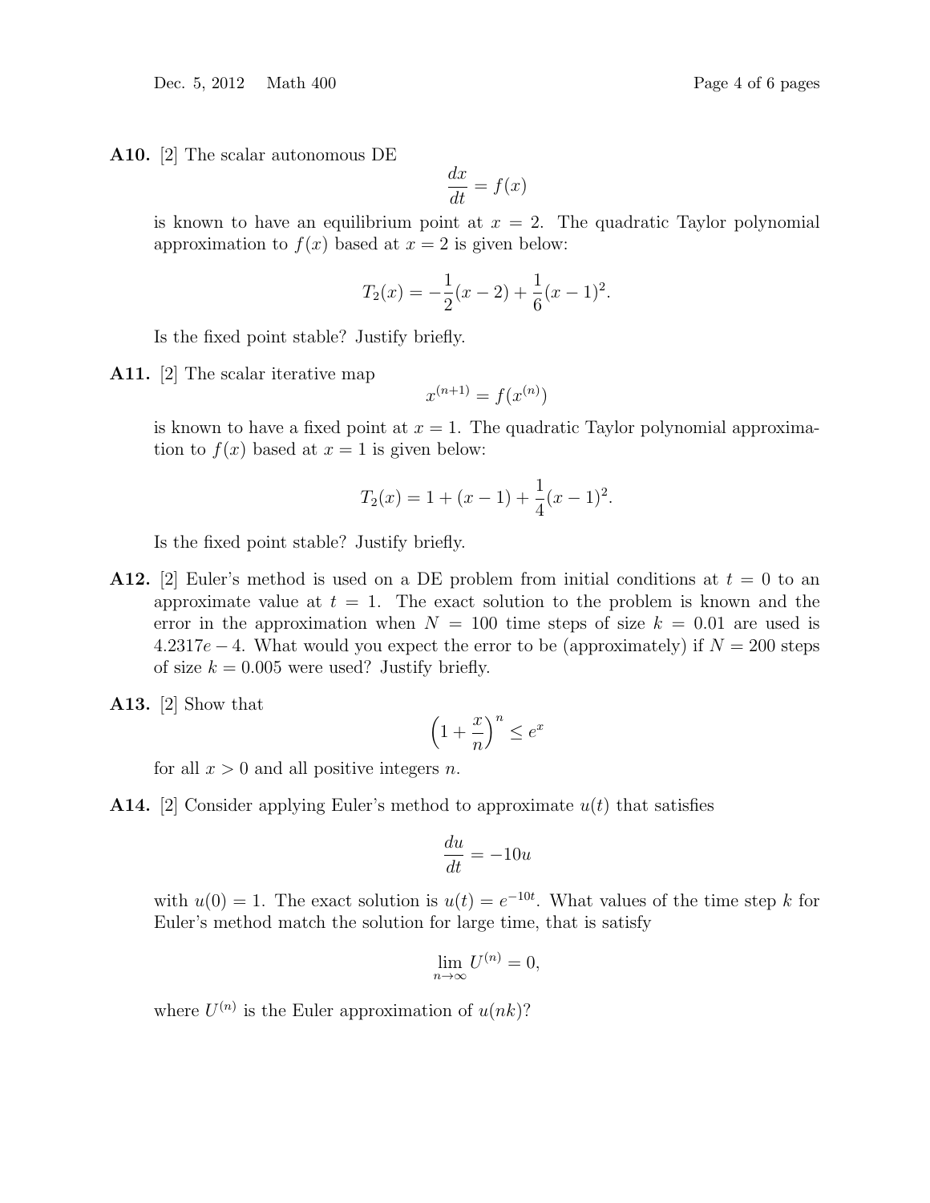**A10.** [2] The scalar autonomous DE

$$\frac{dx}{dt} = f(x)$$

is known to have an equilibrium point at $x = 2$. The quadratic Taylor polynomial approximation to $f(x)$ based at $x = 2$ is given below:

$$T_2(x) = -\frac{1}{2}(x-2) + \frac{1}{6}(x-1)^2.$$

Is the fixed point stable? Justify briefly.

**A11.** [2] The scalar iterative map

$$x^{(n+1)} = f(x^{(n)})$$

is known to have a fixed point at $x = 1$. The quadratic Taylor polynomial approximation to $f(x)$ based at $x = 1$ is given below:

$$T_2(x) = 1 + (x-1) + \frac{1}{4}(x-1)^2.$$

Is the fixed point stable? Justify briefly.

**A12.** [2] Euler's method is used on a DE problem from initial conditions at $t = 0$ to an approximate value at $t = 1$. The exact solution to the problem is known and the error in the approximation when $N = 100$ time steps of size $k = 0.01$ are used is $4.2317e-4$. What would you expect the error to be (approximately) if $N = 200$ steps of size $k = 0.005$ were used? Justify briefly.

**A13.** [2] Show that

$$\left(1 + \frac{x}{n}\right)^n \leq e^x$$

for all $x > 0$ and all positive integers $n$.

**A14.** [2] Consider applying Euler's method to approximate $u(t)$ that satisfies

$$\frac{du}{dt} = -10u$$

with $u(0) = 1$. The exact solution is $u(t) = e^{-10t}$. What values of the time step $k$ for Euler's method match the solution for large time, that is satisfy

$$\lim_{n \to \infty} U^{(n)} = 0,$$

where $U^{(n)}$ is the Euler approximation of $u(nk)$?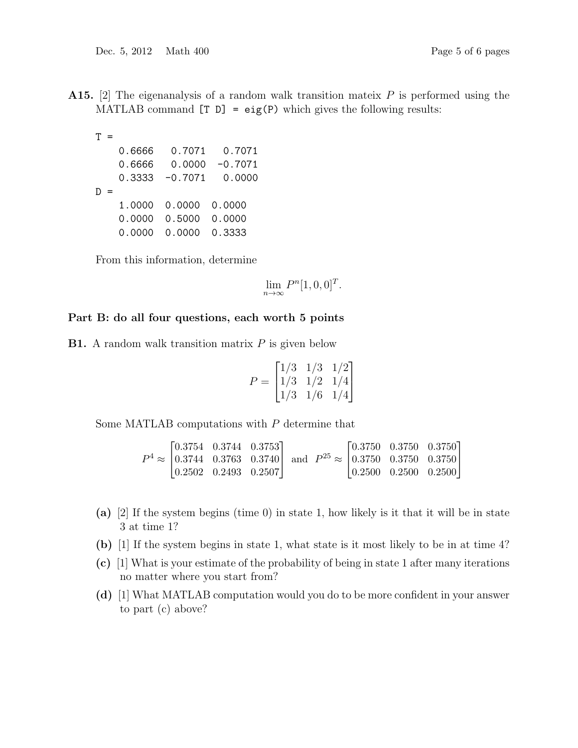**A15.** [2] The eigenanalysis of a random walk transition mateix $P$ is performed using the MATLAB command `[T D] = eig(P)` which gives the following results:

```
T =
    0.6666    0.7071    0.7071
    0.6666    0.0000   -0.7071
    0.3333   -0.7071    0.0000
D =
    1.0000  0.0000  0.0000
    0.0000  0.5000  0.0000
    0.0000  0.0000  0.3333
```

From this information, determine

$$\lim_{n \to \infty} P^n [1, 0, 0]^T.$$

### Part B: do all four questions, each worth 5 points

**B1.** A random walk transition matrix $P$ is given below

$$P = \begin{bmatrix} 1/3 & 1/3 & 1/2 \\ 1/3 & 1/2 & 1/4 \\ 1/3 & 1/6 & 1/4 \end{bmatrix}$$

Some MATLAB computations with $P$ determine that

$$P^4 \approx \begin{bmatrix} 0.3754 & 0.3744 & 0.3753 \\ 0.3744 & 0.3763 & 0.3740 \\ 0.2502 & 0.2493 & 0.2507 \end{bmatrix} \text{ and } P^{25} \approx \begin{bmatrix} 0.3750 & 0.3750 & 0.3750 \\ 0.3750 & 0.3750 & 0.3750 \\ 0.2500 & 0.2500 & 0.2500 \end{bmatrix}$$

**(a)** [2] If the system begins (time 0) in state 1, how likely is it that it will be in state 3 at time 1?

**(b)** [1] If the system begins in state 1, what state is it most likely to be in at time 4?

**(c)** [1] What is your estimate of the probability of being in state 1 after many iterations no matter where you start from?

**(d)** [1] What MATLAB computation would you do to be more confident in your answer to part (c) above?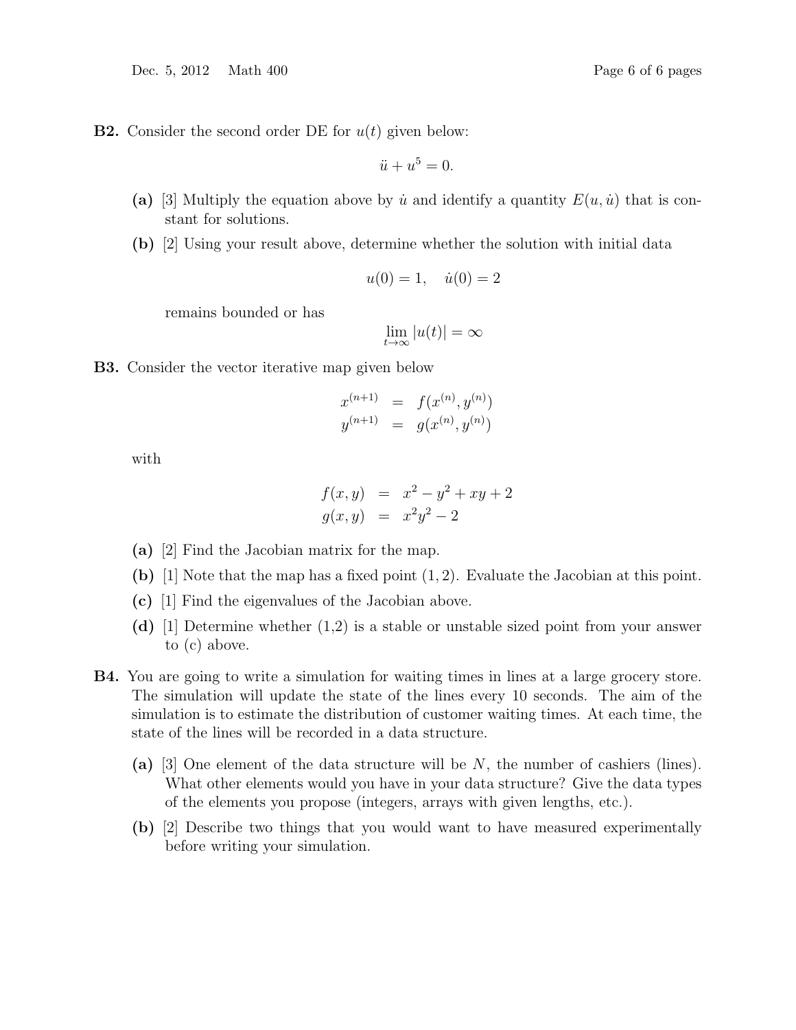**B2.** Consider the second order DE for $u(t)$ given below:

$$\ddot{u} + u^5 = 0.$$

**(a)** [3] Multiply the equation above by $\dot{u}$ and identify a quantity $E(u, \dot{u})$ that is constant for solutions.

**(b)** [2] Using your result above, determine whether the solution with initial data

$$u(0) = 1, \quad \dot{u}(0) = 2$$

remains bounded or has

$$\lim_{t \to \infty} |u(t)| = \infty$$

**B3.** Consider the vector iterative map given below

$$\begin{aligned} x^{(n+1)} &= f(x^{(n)}, y^{(n)}) \\ y^{(n+1)} &= g(x^{(n)}, y^{(n)}) \end{aligned}$$

with

$$\begin{aligned} f(x, y) &= x^2 - y^2 + xy + 2 \\ g(x, y) &= x^2 y^2 - 2 \end{aligned}$$

**(a)** [2] Find the Jacobian matrix for the map.

**(b)** [1] Note that the map has a fixed point $(1, 2)$. Evaluate the Jacobian at this point.

**(c)** [1] Find the eigenvalues of the Jacobian above.

**(d)** [1] Determine whether (1,2) is a stable or unstable sized point from your answer to (c) above.

**B4.** You are going to write a simulation for waiting times in lines at a large grocery store. The simulation will update the state of the lines every 10 seconds. The aim of the simulation is to estimate the distribution of customer waiting times. At each time, the state of the lines will be recorded in a data structure.

**(a)** [3] One element of the data structure will be $N$, the number of cashiers (lines). What other elements would you have in your data structure? Give the data types of the elements you propose (integers, arrays with given lengths, etc.).

**(b)** [2] Describe two things that you would want to have measured experimentally before writing your simulation.